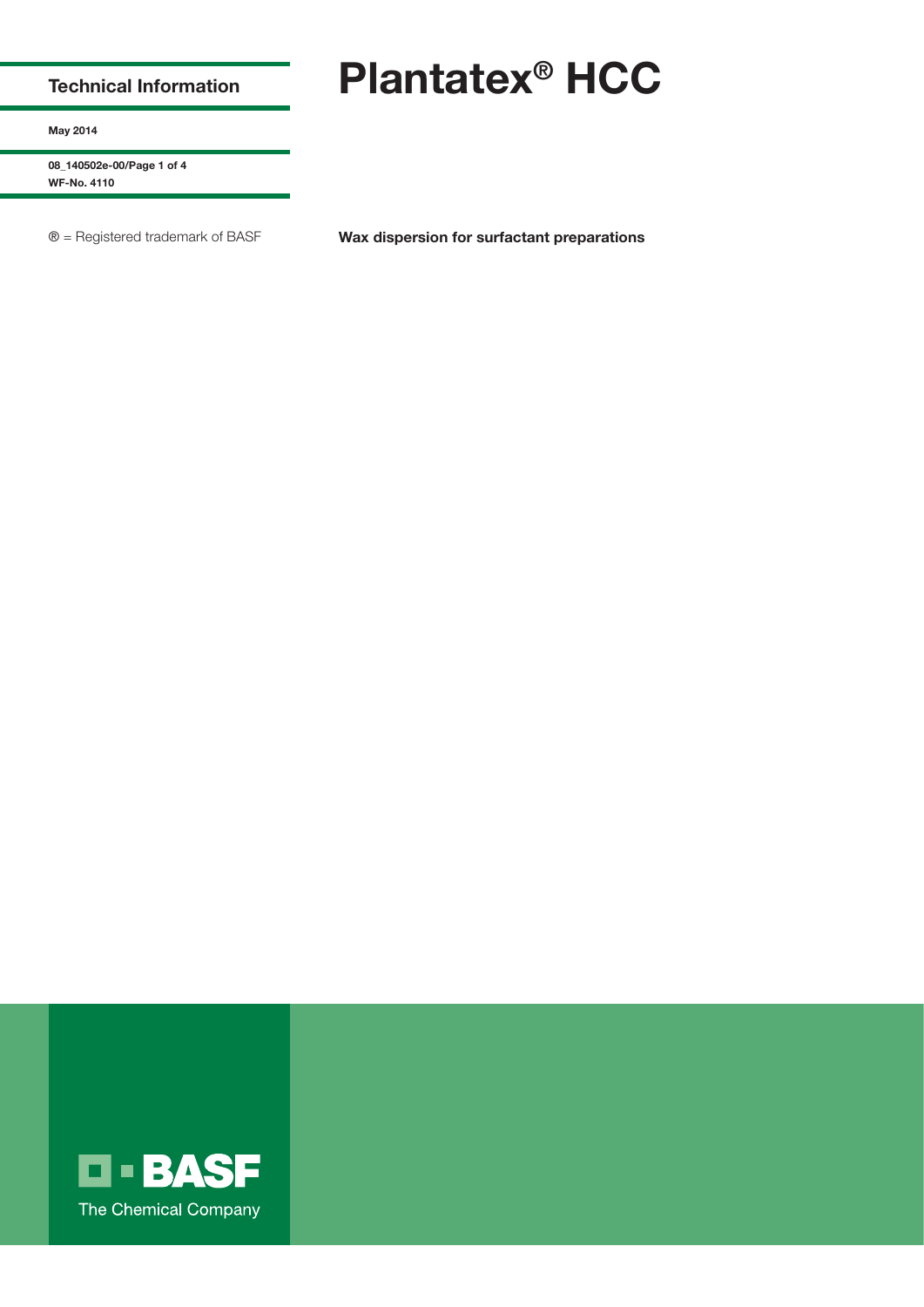Technical Information

May 2014

08_140502e-00
WF-No. 4110

® = Registered trademark of BASF

# Plantatex® HCC

**Wax dispersion for surfactant preparations**

BASF
The Chemical Company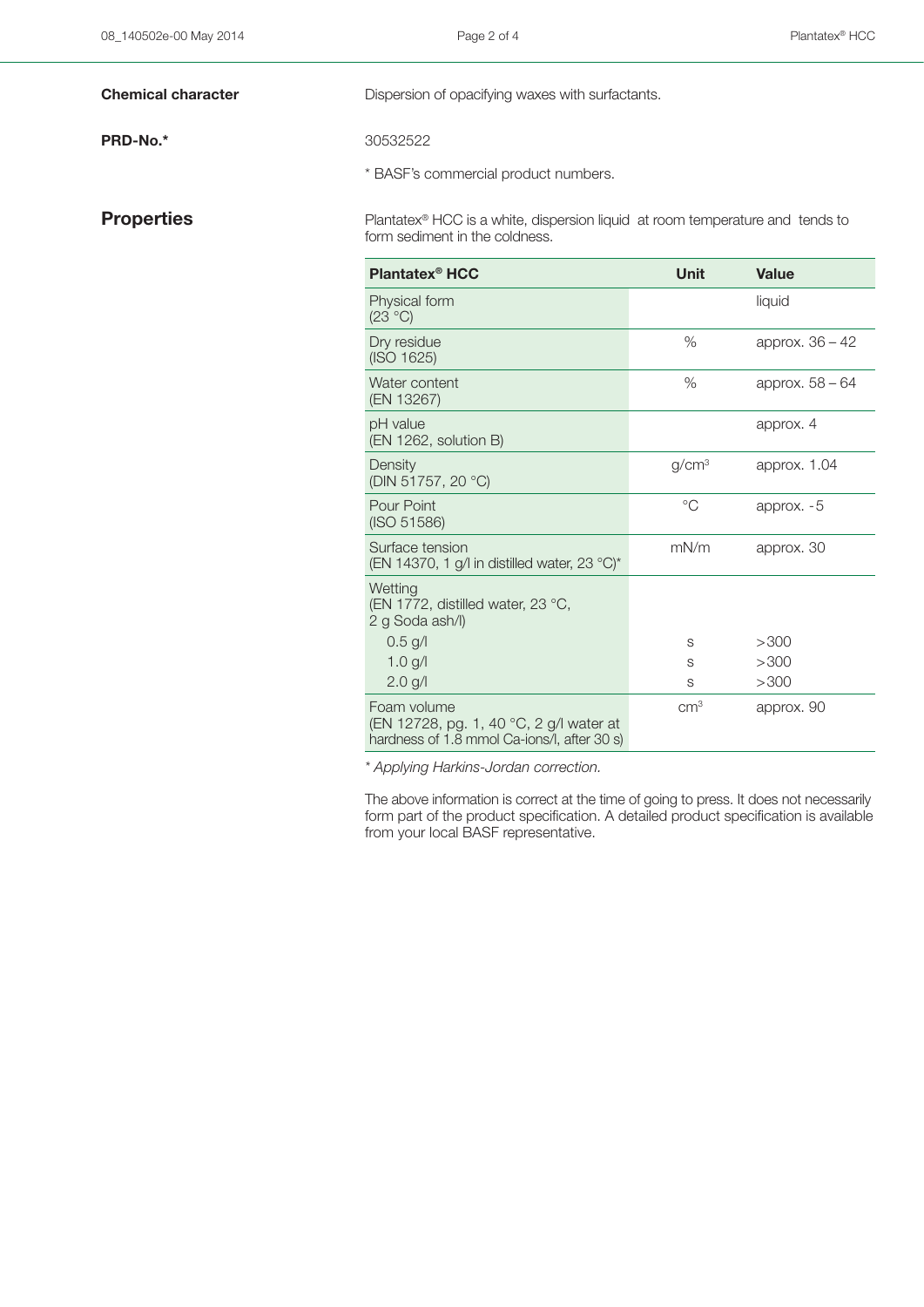**Chemical character**

Dispersion of opacifying waxes with surfactants.

**PRD-No.***

30532522

* BASF's commercial product numbers.

## Properties

Plantatex® HCC is a white, dispersion liquid at room temperature and tends to form sediment in the coldness.

| Plantatex® HCC | Unit | Value |
|---|---|---|
| Physical form (23 °C) | | liquid |
| Dry residue (ISO 1625) | % | approx. 36 – 42 |
| Water content (EN 13267) | % | approx. 58 – 64 |
| pH value (EN 1262, solution B) | | approx. 4 |
| Density (DIN 51757, 20 °C) | g/cm³ | approx. 1.04 |
| Pour Point (ISO 51586) | °C | approx. -5 |
| Surface tension (EN 14370, 1 g/l in distilled water, 23 °C)* | mN/m | approx. 30 |
| Wetting (EN 1772, distilled water, 23 °C, 2 g Soda ash/l) | | |
| 0.5 g/l | s | >300 |
| 1.0 g/l | s | >300 |
| 2.0 g/l | s | >300 |
| Foam volume (EN 12728, pg. 1, 40 °C, 2 g/l water at hardness of 1.8 mmol Ca-ions/l, after 30 s) | cm³ | approx. 90 |

*\* Applying Harkins-Jordan correction.*

The above information is correct at the time of going to press. It does not necessarily form part of the product specification. A detailed product specification is available from your local BASF representative.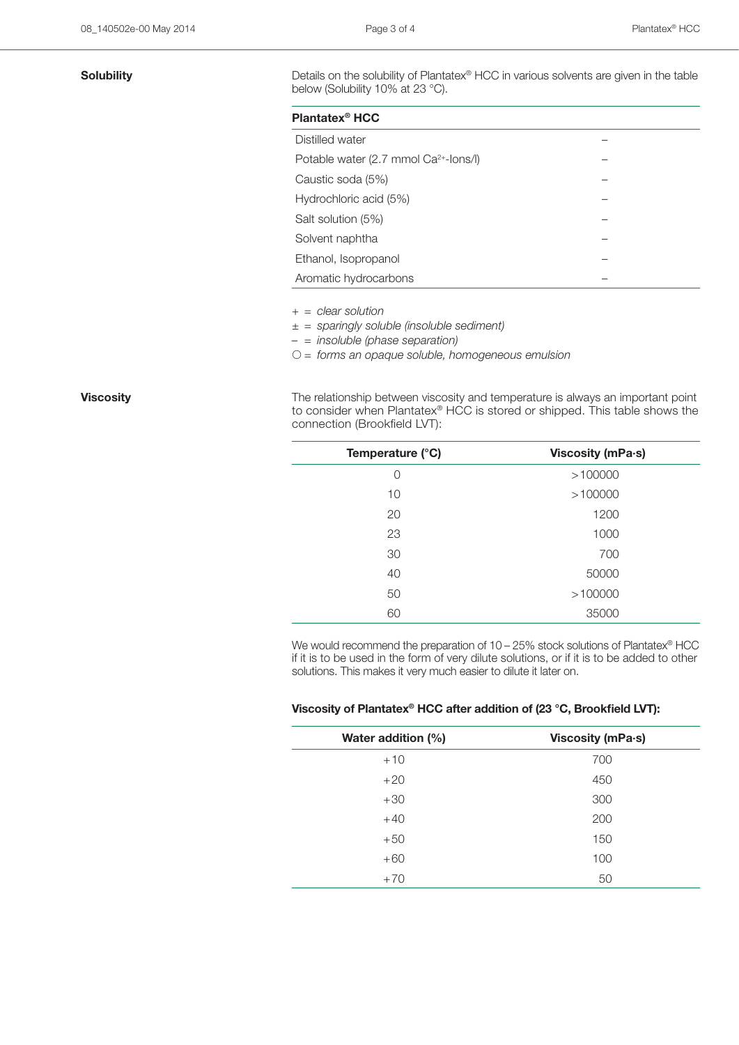## Solubility

Details on the solubility of Plantatex® HCC in various solvents are given in the table below (Solubility 10% at 23 °C).

| Plantatex® HCC | |
|---|---|
| Distilled water | – |
| Potable water (2.7 mmol $Ca^{2+}$-Ions/l) | – |
| Caustic soda (5%) | – |
| Hydrochloric acid (5%) | – |
| Salt solution (5%) | – |
| Solvent naphtha | – |
| Ethanol, Isopropanol | – |
| Aromatic hydrocarbons | – |

+ = *clear solution*
± = *sparingly soluble (insoluble sediment)*
– = *insoluble (phase separation)*
○ = *forms an opaque soluble, homogeneous emulsion*

## Viscosity

The relationship between viscosity and temperature is always an important point to consider when Plantatex® HCC is stored or shipped. This table shows the connection (Brookfield LVT):

| Temperature (°C) | Viscosity (mPa·s) |
|---|---|
| 0 | >100000 |
| 10 | >100000 |
| 20 | 1200 |
| 23 | 1000 |
| 30 | 700 |
| 40 | 50000 |
| 50 | >100000 |
| 60 | 35000 |

We would recommend the preparation of 10 – 25% stock solutions of Plantatex® HCC if it is to be used in the form of very dilute solutions, or if it is to be added to other solutions. This makes it very much easier to dilute it later on.

**Viscosity of Plantatex® HCC after addition of (23 °C, Brookfield LVT):**

| Water addition (%) | Viscosity (mPa·s) |
|---|---|
| +10 | 700 |
| +20 | 450 |
| +30 | 300 |
| +40 | 200 |
| +50 | 150 |
| +60 | 100 |
| +70 | 50 |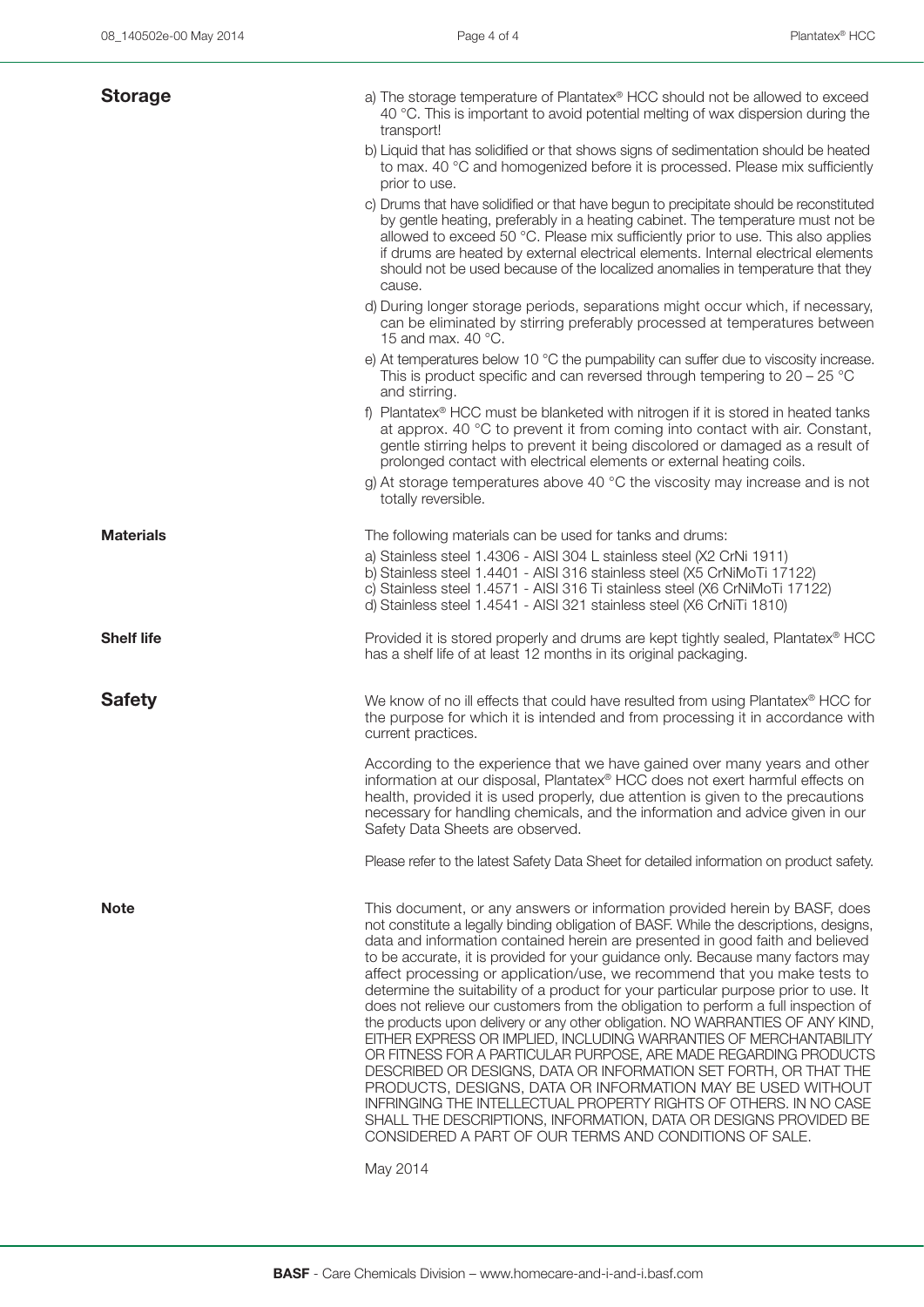## Storage

a) The storage temperature of Plantatex® HCC should not be allowed to exceed 40 °C. This is important to avoid potential melting of wax dispersion during the transport!

b) Liquid that has solidified or that shows signs of sedimentation should be heated to max. 40 °C and homogenized before it is processed. Please mix sufficiently prior to use.

c) Drums that have solidified or that have begun to precipitate should be reconstituted by gentle heating, preferably in a heating cabinet. The temperature must not be allowed to exceed 50 °C. Please mix sufficiently prior to use. This also applies if drums are heated by external electrical elements. Internal electrical elements should not be used because of the localized anomalies in temperature that they cause.

d) During longer storage periods, separations might occur which, if necessary, can be eliminated by stirring preferably processed at temperatures between 15 and max. 40 °C.

e) At temperatures below 10 °C the pumpability can suffer due to viscosity increase. This is product specific and can reversed through tempering to 20 – 25 °C and stirring.

f) Plantatex® HCC must be blanketed with nitrogen if it is stored in heated tanks at approx. 40 °C to prevent it from coming into contact with air. Constant, gentle stirring helps to prevent it being discolored or damaged as a result of prolonged contact with electrical elements or external heating coils.

g) At storage temperatures above 40 °C the viscosity may increase and is not totally reversible.

**Materials**

The following materials can be used for tanks and drums:

a) Stainless steel 1.4306 - AISI 304 L stainless steel (X2 CrNi 1911)
b) Stainless steel 1.4401 - AISI 316 stainless steel (X5 CrNiMoTi 17122)
c) Stainless steel 1.4571 - AISI 316 Ti stainless steel (X6 CrNiMoTi 17122)
d) Stainless steel 1.4541 - AISI 321 stainless steel (X6 CrNiTi 1810)

**Shelf life**

Provided it is stored properly and drums are kept tightly sealed, Plantatex® HCC has a shelf life of at least 12 months in its original packaging.

## Safety

We know of no ill effects that could have resulted from using Plantatex® HCC for the purpose for which it is intended and from processing it in accordance with current practices.

According to the experience that we have gained over many years and other information at our disposal, Plantatex® HCC does not exert harmful effects on health, provided it is used properly, due attention is given to the precautions necessary for handling chemicals, and the information and advice given in our Safety Data Sheets are observed.

Please refer to the latest Safety Data Sheet for detailed information on product safety.

**Note**

This document, or any answers or information provided herein by BASF, does not constitute a legally binding obligation of BASF. While the descriptions, designs, data and information contained herein are presented in good faith and believed to be accurate, it is provided for your guidance only. Because many factors may affect processing or application/use, we recommend that you make tests to determine the suitability of a product for your particular purpose prior to use. It does not relieve our customers from the obligation to perform a full inspection of the products upon delivery or any other obligation. NO WARRANTIES OF ANY KIND, EITHER EXPRESS OR IMPLIED, INCLUDING WARRANTIES OF MERCHANTABILITY OR FITNESS FOR A PARTICULAR PURPOSE, ARE MADE REGARDING PRODUCTS DESCRIBED OR DESIGNS, DATA OR INFORMATION SET FORTH, OR THAT THE PRODUCTS, DESIGNS, DATA OR INFORMATION MAY BE USED WITHOUT INFRINGING THE INTELLECTUAL PROPERTY RIGHTS OF OTHERS. IN NO CASE SHALL THE DESCRIPTIONS, INFORMATION, DATA OR DESIGNS PROVIDED BE CONSIDERED A PART OF OUR TERMS AND CONDITIONS OF SALE.

May 2014

**BASF** - Care Chemicals Division – www.homecare-and-i-and-i.basf.com